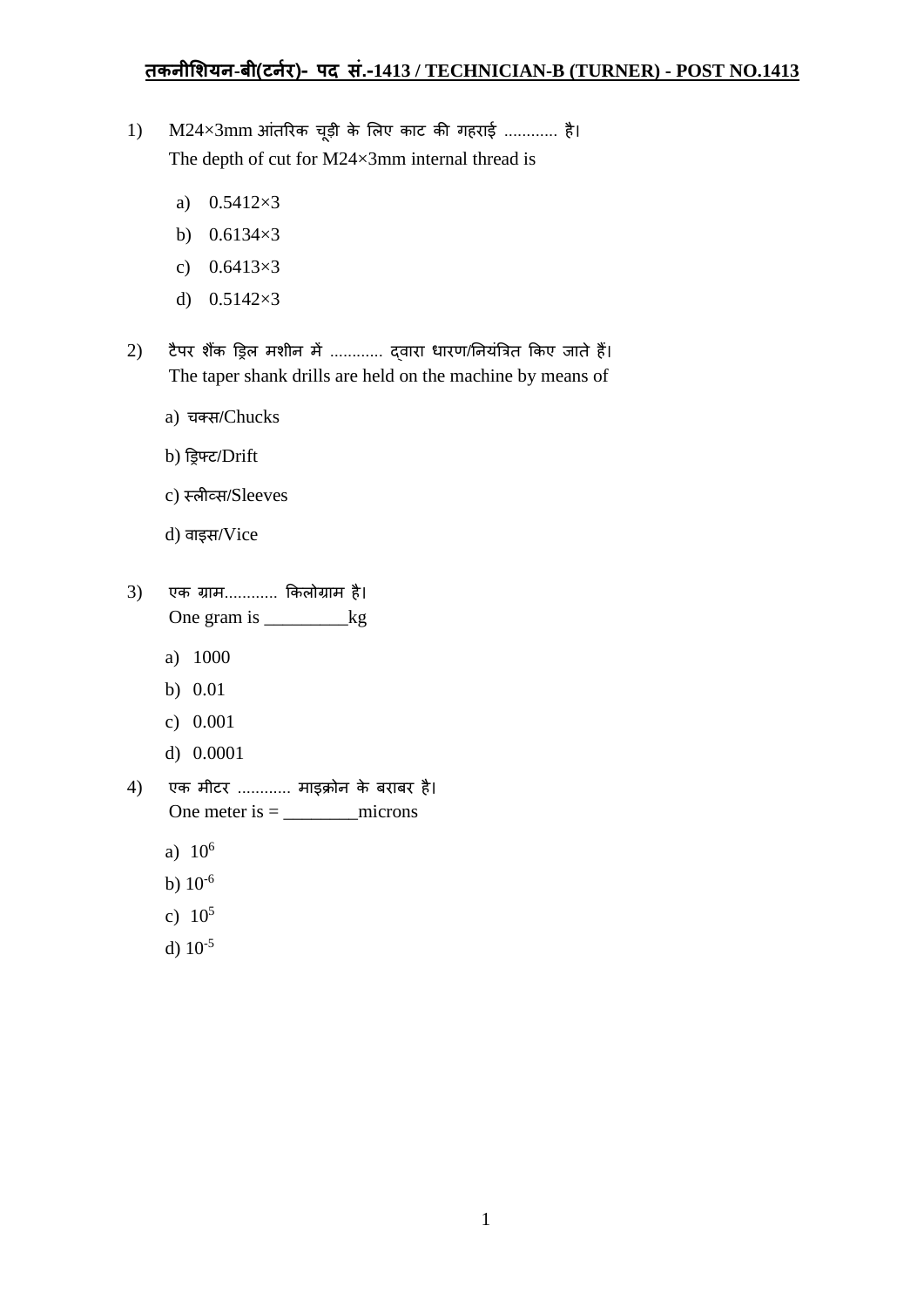# तकनीशियन-बी(टर्नर)- पद सं.-1413 / TECHNICIAN-B (TURNER) - POST NO.1413

1) M24×3mm आंतरिक चूड़ी के लिए काट की गहराई ............ है।
   The depth of cut for M24×3mm internal thread is

   a) 0.5412×3
   b) 0.6134×3
   c) 0.6413×3
   d) 0.5142×3

2) टैपर शैंक ड्रिल मशीन में ............ द्वारा धारण/नियंत्रित किए जाते हैं।
   The taper shank drills are held on the machine by means of

   a) चक्स/Chucks
   b) ड्रिफ्ट/Drift
   c) स्लीव्स/Sleeves
   d) वाइस/Vice

3) एक ग्राम............ किलोग्राम है।
   One gram is _________kg

   a) 1000
   b) 0.01
   c) 0.001
   d) 0.0001

4) एक मीटर ............ माइक्रोन के बराबर है।
   One meter is = ________microns

   a) $10^6$
   b) $10^{-6}$
   c) $10^5$
   d) $10^{-5}$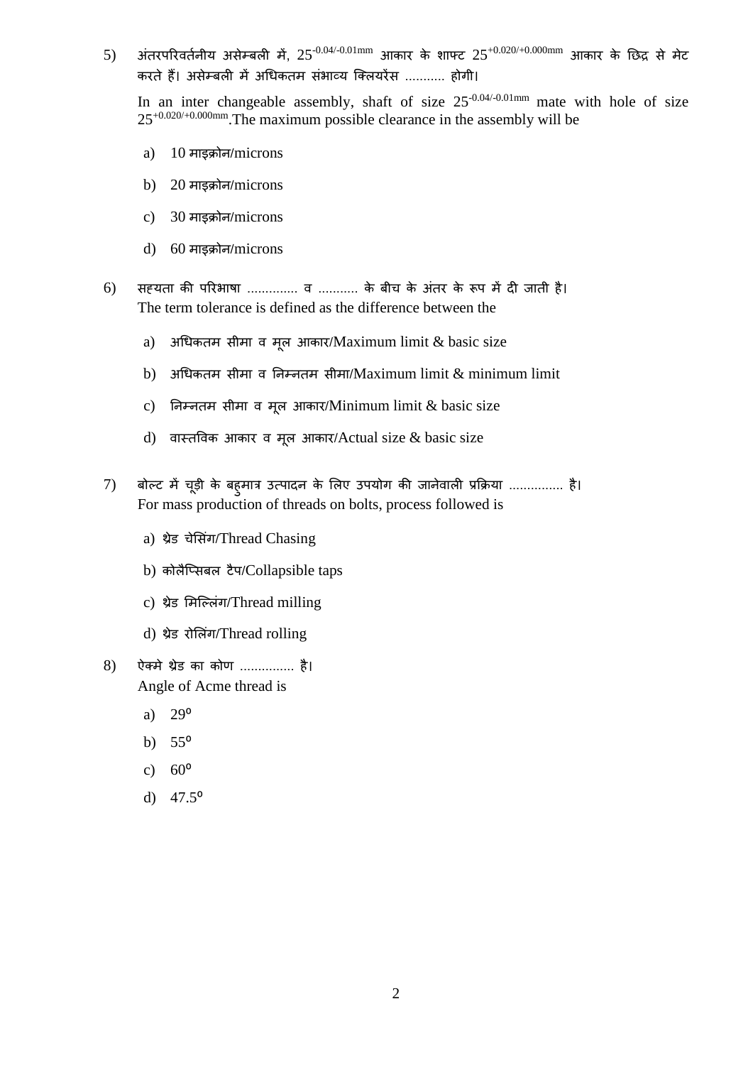5) अंतरपरिवर्तनीय असेम्बली में, $25^{-0.04/-0.01mm}$ आकार के शाफ्ट $25^{+0.020/+0.000mm}$ आकार के छिद्र से मेट करते हैं। असेम्बली में अधिकतम संभाव्य क्लियरैंस ........... होगी।

In an inter changeable assembly, shaft of size $25^{-0.04/-0.01mm}$ mate with hole of size $25^{+0.020/+0.000mm}$. The maximum possible clearance in the assembly will be

a) 10 माइक्रोन/microns

b) 20 माइक्रोन/microns

c) 30 माइक्रोन/microns

d) 60 माइक्रोन/microns

6) सह्यता की परिभाषा .............. व ........... के बीच के अंतर के रूप में दी जाती है।
The term tolerance is defined as the difference between the

a) अधिकतम सीमा व मूल आकार/Maximum limit & basic size

b) अधिकतम सीमा व निम्नतम सीमा/Maximum limit & minimum limit

c) निम्नतम सीमा व मूल आकार/Minimum limit & basic size

d) वास्तविक आकार व मूल आकार/Actual size & basic size

7) बोल्ट में चूड़ी के बहुमात्र उत्पादन के लिए उपयोग की जानेवाली प्रक्रिया .............. है।
For mass production of threads on bolts, process followed is

a) थ्रेड चेसिंग/Thread Chasing

b) कोलैप्सिबल टैप/Collapsible taps

c) थ्रेड मिल्लिंग/Thread milling

d) थ्रेड रोलिंग/Thread rolling

8) ऐक्मे थ्रेड का कोण ............... है।
Angle of Acme thread is

a) $29^{o}$

b) $55^{o}$

c) $60^{o}$

d) $47.5^{o}$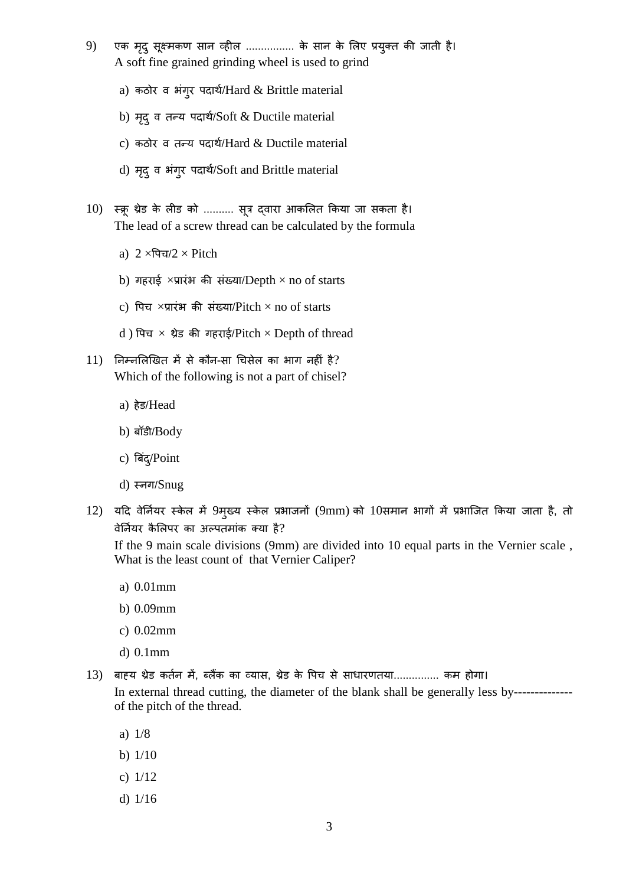9) एक मृदु सूक्ष्मकण सान व्हील ................ के सान के लिए प्रयुक्त की जाती है।
A soft fine grained grinding wheel is used to grind

a) कठोर व भंगुर पदार्थ/Hard & Brittle material

b) मृदु व तन्य पदार्थ/Soft & Ductile material

c) कठोर व तन्य पदार्थ/Hard & Ductile material

d) मृदु व भंगुर पदार्थ/Soft and Brittle material

10) स्क्रू थ्रेड के लीड को .......... सूत्र द्वारा आकलित किया जा सकता है।
The lead of a screw thread can be calculated by the formula

a) 2 ×पिच/2 × Pitch

b) गहराई ×प्रारंभ की संख्या/Depth × no of starts

c) पिच ×प्रारंभ की संख्या/Pitch × no of starts

d ) पिच × थ्रेड की गहराई/Pitch × Depth of thread

11) निम्नलिखित में से कौन-सा चिसेल का भाग नहीं है?
Which of the following is not a part of chisel?

a) हेड/Head

b) बॉडी/Body

c) बिंदु/Point

d) स्नग/Snug

12) यदि वेर्नियर स्केल में 9मुख्य स्केल प्रभाजनों (9mm) को 10समान भागों में प्रभाजित किया जाता है, तो वेर्नियर कैलिपर का अल्पतमांक क्या है?
If the 9 main scale divisions (9mm) are divided into 10 equal parts in the Vernier scale , What is the least count of that Vernier Caliper?

a) 0.01mm

b) 0.09mm

c) 0.02mm

d) 0.1mm

13) बाह्य थ्रेड कर्तन में, ब्लैंक का व्यास, थ्रेड के पिच से साधारणतया............... कम होगा।
In external thread cutting, the diameter of the blank shall be generally less by-------------- of the pitch of the thread.

a) 1/8

b) 1/10

c) 1/12

d) 1/16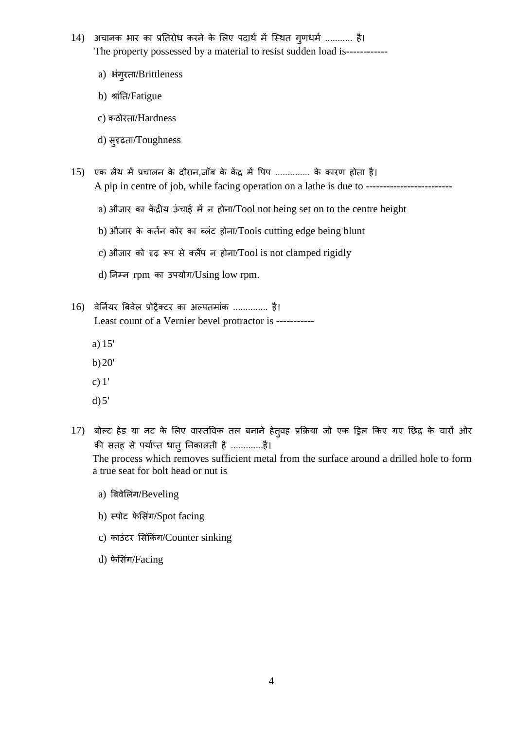14) अचानक भार का प्रतिरोध करने के लिए पदार्थ में स्थित गुणधर्म ........... है।
The property possessed by a material to resist sudden load is------------

a) भंगुरता/Brittleness

b) श्रांति/Fatigue

c) कठोरता/Hardness

d) सुदृढ़ता/Toughness

15) एक लैथ में प्रचालन के दौरान,जॉब के केंद्र में पिप .............. के कारण होता है।
A pip in centre of job, while facing operation on a lathe is due to -------------------------

a) औजार का केंद्रीय ऊंचाई में न होना/Tool not being set on to the centre height

b) औजार के कर्तन कोर का ब्लंट होना/Tools cutting edge being blunt

c) औजार को दृढ़ रूप से क्लैंप न होना/Tool is not clamped rigidly

d) निम्न rpm का उपयोग/Using low rpm.

16) वेर्नियर बिवेल प्रोट्रैक्टर का अल्पतमांक .............. है।
Least count of a Vernier bevel protractor is -----------

a) 15'

b) 20'

c) 1'

d) 5'

17) बोल्ट हेड या नट के लिए वास्तविक तल बनाने हेतुवह प्रक्रिया जो एक ड्रिल किए गए छिद्र के चारों ओर की सतह से पर्याप्त धातु निकालती है .............है।
The process which removes sufficient metal from the surface around a drilled hole to form a true seat for bolt head or nut is

a) बिवेलिंग/Beveling

b) स्पोट फेसिंग/Spot facing

c) काउंटर सिंकिंग/Counter sinking

d) फेसिंग/Facing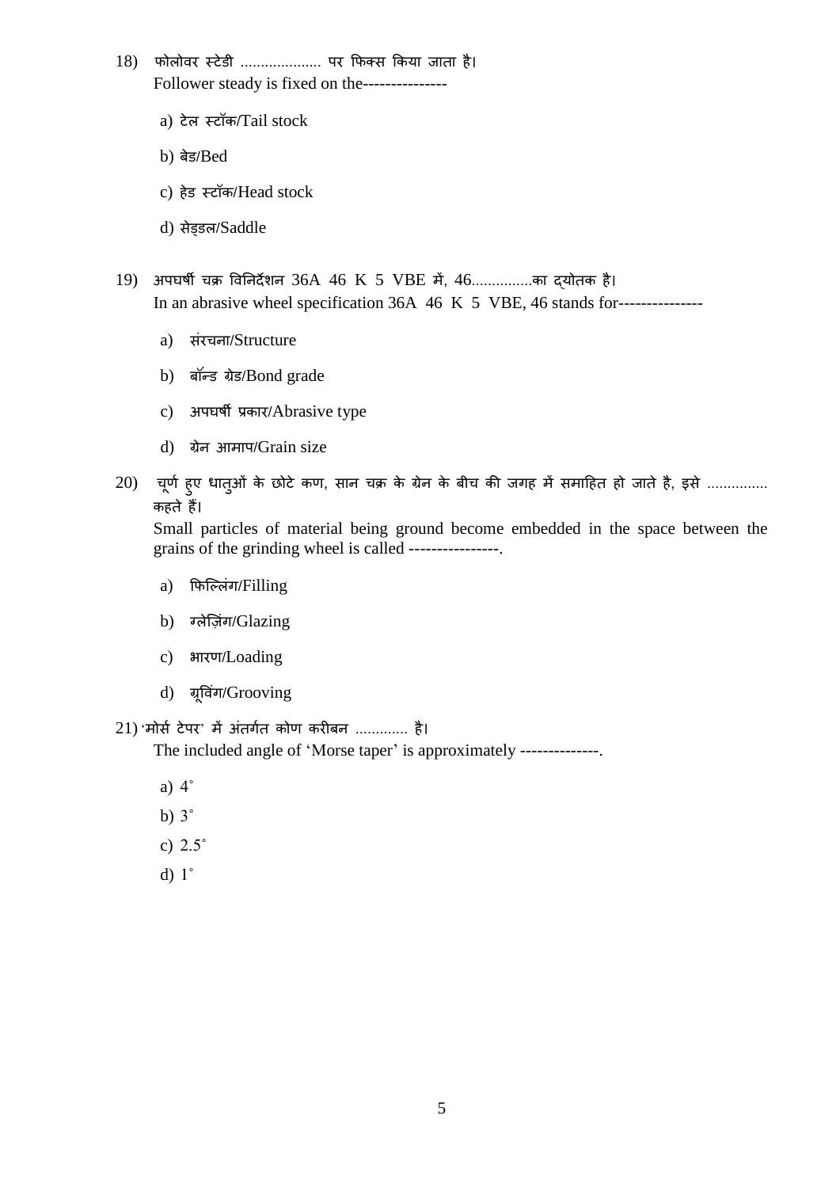18) फोलोवर स्टेडी .................... पर फिक्स किया जाता है।
Follower steady is fixed on the---------------

a) टेल स्टॉक/Tail stock

b) बेड/Bed

c) हेड स्टॉक/Head stock

d) सेड्डल/Saddle

19) अपघर्षी चक्र विनिर्देशन 36A 46 K 5 VBE में, 46...............का द्योतक है।
In an abrasive wheel specification 36A 46 K 5 VBE, 46 stands for---------------

a) संरचना/Structure

b) बॉन्ड ग्रेड/Bond grade

c) अपघर्षी प्रकार/Abrasive type

d) ग्रेन आमाप/Grain size

20) चूर्ण हुए धातुओं के छोटे कण, सान चक्र के ग्रेन के बीच की जगह में समाहित हो जाते है, इसे ............... कहते हैं।
Small particles of material being ground become embedded in the space between the grains of the grinding wheel is called ----------------.

a) फिल्लिंग/Filling

b) ग्लेज़िंग/Glazing

c) भारण/Loading

d) ग्रूविंग/Grooving

21) 'मोर्स टेपर' में अंतर्गत कोण करीबन ............. है।
The included angle of 'Morse taper' is approximately --------------.

a) $4^\circ$

b) $3^\circ$

c) $2.5^\circ$

d) $1^\circ$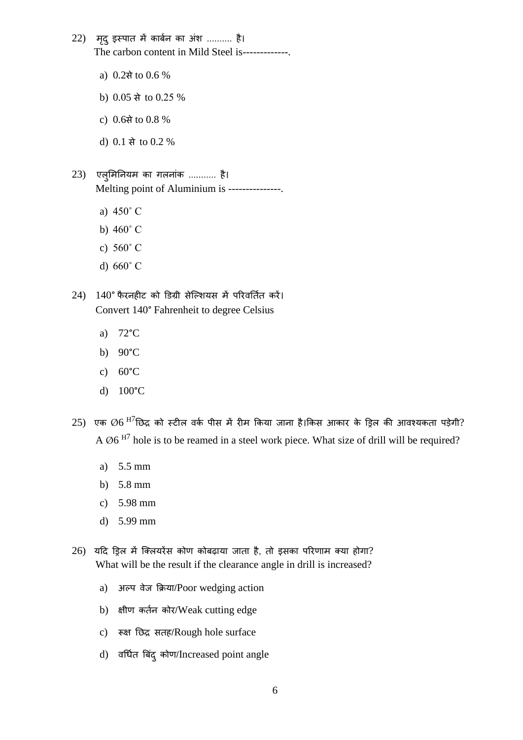22) मृदु इस्पात में कार्बन का अंश .......... है।
The carbon content in Mild Steel is-------------.

a) 0.2से to 0.6 %

b) 0.05 से to 0.25 %

c) 0.6से to 0.8 %

d) 0.1 से to 0.2 %

23) एलुमिनियम का गलनांक ........... है।
Melting point of Aluminium is ---------------.

a) 450˚ C

b) 460˚ C

c) 560˚ C

d) 660˚ C

24) 140° फैरनहीट को डिग्री सेल्शियस में परिवर्तित करें।
Convert 140° Fahrenheit to degree Celsius

a) 72°C

b) 90°C

c) 60°C

d) 100°C

25) एक Ø6 H7 छिद्र को स्टील वर्क पीस में रीम किया जाना है।किस आकार के ड्रिल की आवश्यकता पड़ेगी?
A Ø6 H7 hole is to be reamed in a steel work piece. What size of drill will be required?

a) 5.5 mm

b) 5.8 mm

c) 5.98 mm

d) 5.99 mm

26) यदि ड्रिल में क्लियरेंस कोण कोबढ़ाया जाता है, तो इसका परिणाम क्या होगा?
What will be the result if the clearance angle in drill is increased?

a) अल्प वेज क्रिया/Poor wedging action

b) क्षीण कर्तन कोर/Weak cutting edge

c) रूक्ष छिद्र सतह/Rough hole surface

d) वर्धित बिंदु कोण/Increased point angle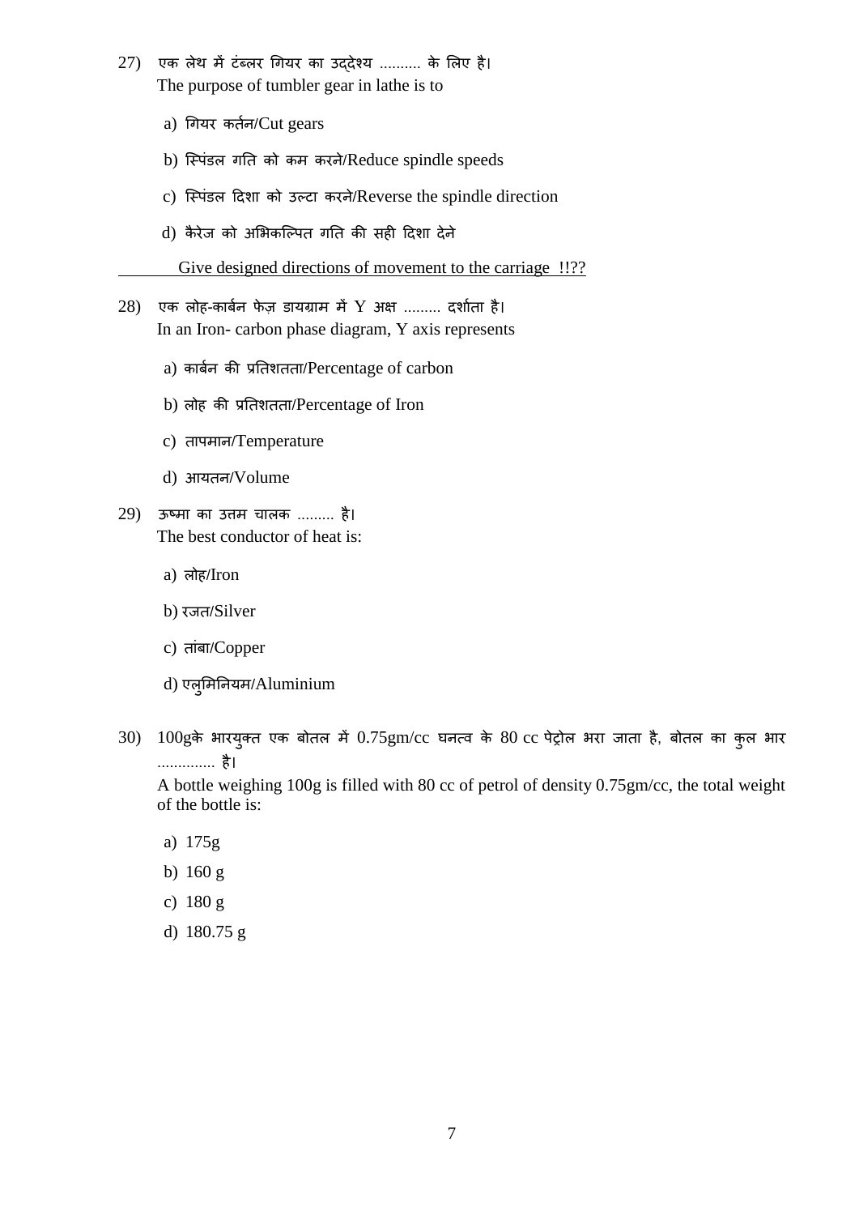27) एक लेथ में टंब्लर गियर का उद्देश्य .......... के लिए है।
The purpose of tumbler gear in lathe is to

a) गियर कर्तन/Cut gears

b) स्पिंडल गति को कम करने/Reduce spindle speeds

c) स्पिंडल दिशा को उल्टा करने/Reverse the spindle direction

d) कैरेज को अभिकल्पित गति की सही दिशा देने

Give designed directions of movement to the carriage !!??

28) एक लोह-कार्बन फेज़ डायग्राम में Y अक्ष ......... दर्शाता है।
In an Iron- carbon phase diagram, Y axis represents

a) कार्बन की प्रतिशतता/Percentage of carbon

b) लोह की प्रतिशतता/Percentage of Iron

c) तापमान/Temperature

d) आयतन/Volume

29) ऊष्मा का उत्तम चालक ......... है।
The best conductor of heat is:

a) लोह/Iron

b) रजत/Silver

c) तांबा/Copper

d) एलुमिनियम/Aluminium

30) 100gके भारयुक्त एक बोतल में 0.75gm/cc घनत्व के 80 cc पेट्रोल भरा जाता है, बोतल का कुल भार ............. है।
A bottle weighing 100g is filled with 80 cc of petrol of density 0.75gm/cc, the total weight of the bottle is:

a) 175g

b) 160 g

c) 180 g

d) 180.75 g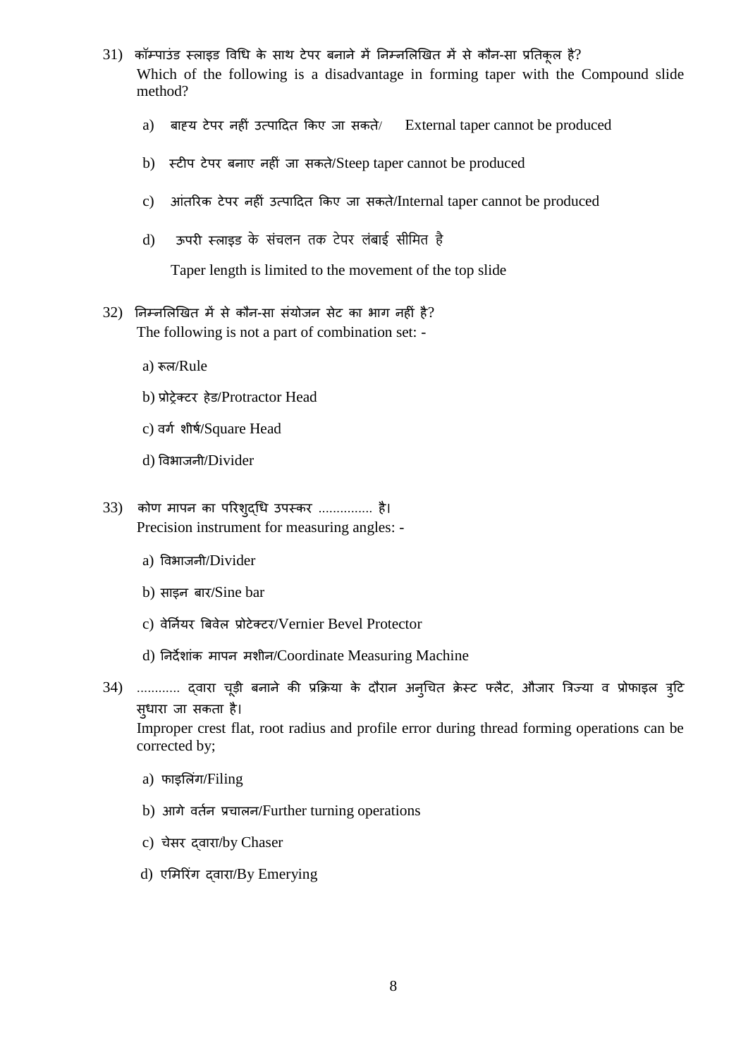31) कॉम्पाउंड स्लाइड विधि के साथ टेपर बनाने में निम्नलिखित में से कौन-सा प्रतिकूल है?
Which of the following is a disadvantage in forming taper with the Compound slide method?

a) बाह्य टेपर नहीं उत्पादित किए जा सकते/ External taper cannot be produced

b) स्टीप टेपर बनाए नहीं जा सकते/Steep taper cannot be produced

c) आंतरिक टेपर नहीं उत्पादित किए जा सकते/Internal taper cannot be produced

d) ऊपरी स्लाइड के संचलन तक टेपर लंबाई सीमित है

Taper length is limited to the movement of the top slide

32) निम्नलिखित में से कौन-सा संयोजन सेट का भाग नहीं है?
The following is not a part of combination set: -

a) रूल/Rule

b) प्रोट्रेक्टर हेड/Protractor Head

c) वर्ग शीर्ष/Square Head

d) विभाजनी/Divider

33) कोण मापन का परिशुद्धि उपस्कर ............... है।
Precision instrument for measuring angles: -

a) विभाजनी/Divider

b) साइन बार/Sine bar

c) वेर्नियर बिवेल प्रोटेक्टर/Vernier Bevel Protector

d) निर्देशांक मापन मशीन/Coordinate Measuring Machine

34) ............ द्वारा चूड़ी बनाने की प्रक्रिया के दौरान अनुचित क्रेस्ट फ्लैट, औजार त्रिज्या व प्रोफाइल त्रुटि सुधारा जा सकता है।
Improper crest flat, root radius and profile error during thread forming operations can be corrected by;

a) फाइलिंग/Filing

b) आगे वर्तन प्रचालन/Further turning operations

c) चेसर द्वारा/by Chaser

d) एमिरिंग द्वारा/By Emerying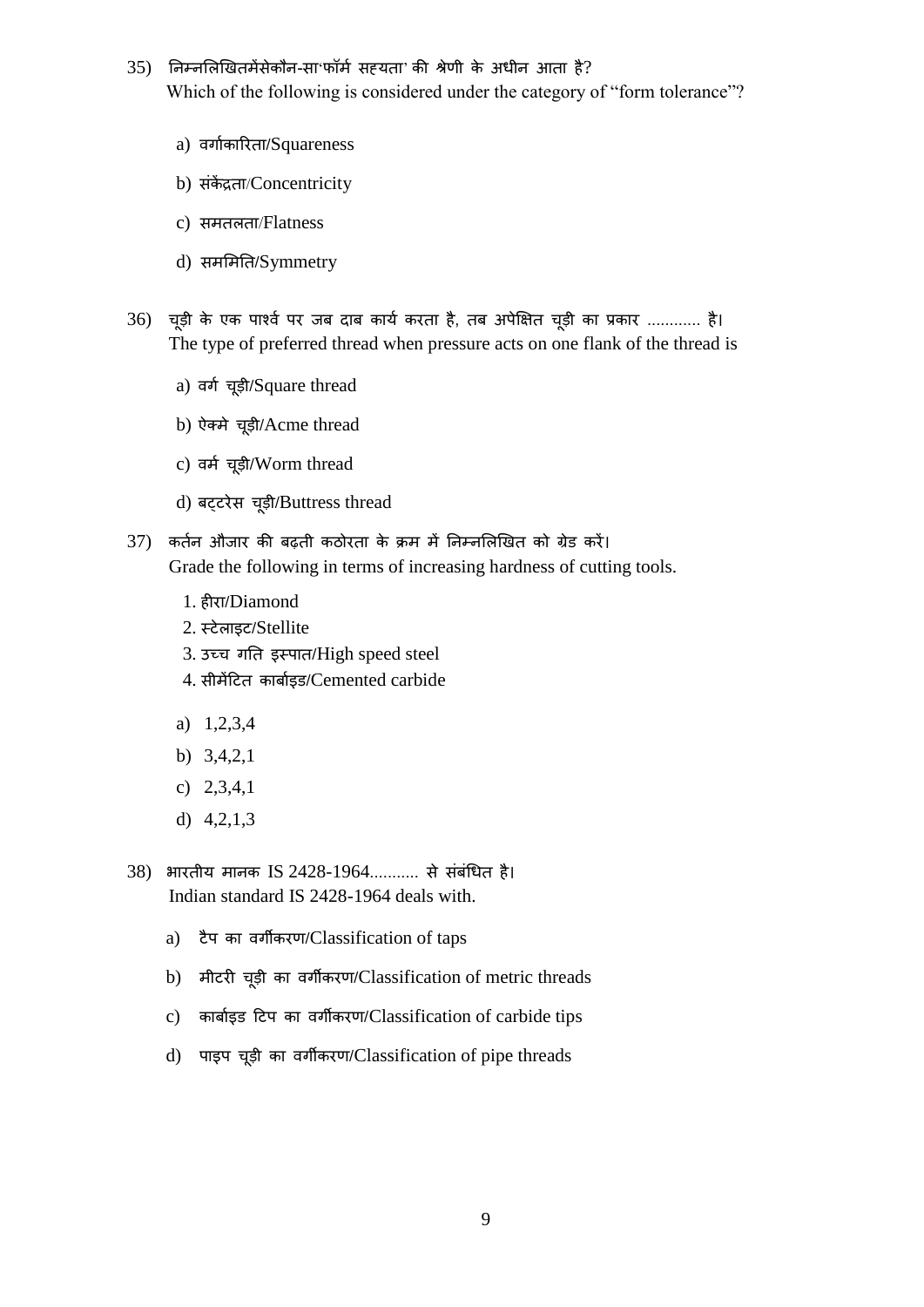35) निम्नलिखितमेंसेकौन-सा'फॉर्म सह्यता' की श्रेणी के अधीन आता है?
Which of the following is considered under the category of "form tolerance"?

a) वर्गाकारिता/Squareness

b) संकेंद्रता/Concentricity

c) समतलता/Flatness

d) सममिति/Symmetry

36) चूड़ी के एक पार्श्व पर जब दाब कार्य करता है, तब अपेक्षित चूड़ी का प्रकार ............ है।
The type of preferred thread when pressure acts on one flank of the thread is

a) वर्ग चूड़ी/Square thread

b) ऐक्मे चूड़ी/Acme thread

c) वर्म चूड़ी/Worm thread

d) बट्टरेस चूड़ी/Buttress thread

37) कर्तन औजार की बढ़ती कठोरता के क्रम में निम्नलिखित को ग्रेड करें।
Grade the following in terms of increasing hardness of cutting tools.

1. हीरा/Diamond
2. स्टेलाइट/Stellite
3. उच्च गति इस्पात/High speed steel
4. सीमेंटित कार्बाइड/Cemented carbide

a) 1,2,3,4

b) 3,4,2,1

c) 2,3,4,1

d) 4,2,1,3

38) भारतीय मानक IS 2428-1964........... से संबंधित है।
Indian standard IS 2428-1964 deals with.

a) टैप का वर्गीकरण/Classification of taps

b) मीटरी चूड़ी का वर्गीकरण/Classification of metric threads

c) कार्बाइड टिप का वर्गीकरण/Classification of carbide tips

d) पाइप चूड़ी का वर्गीकरण/Classification of pipe threads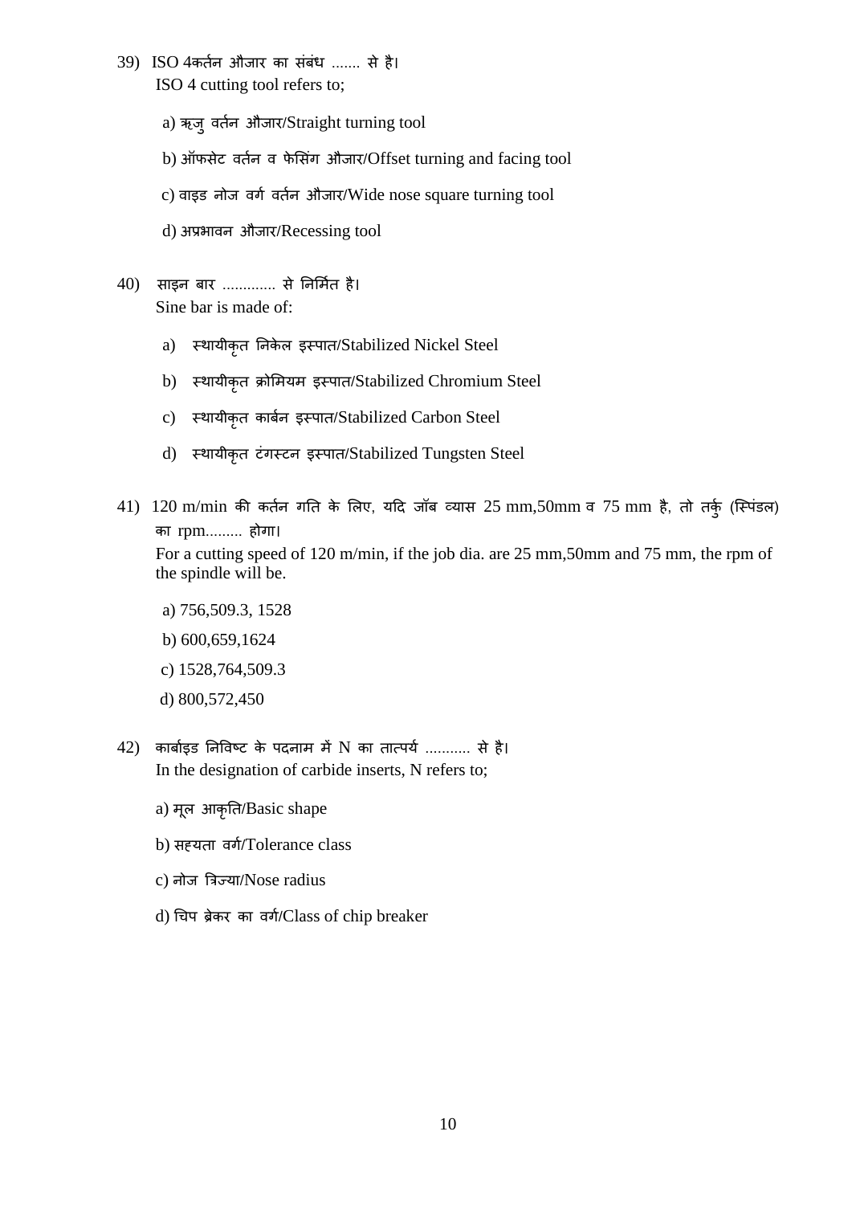39) ISO 4कर्तन औजार का संबंध ....... से है।
ISO 4 cutting tool refers to;

a) ऋजु वर्तन औजार/Straight turning tool

b) ऑफसेट वर्तन व फेसिंग औजार/Offset turning and facing tool

c) वाइड नोज वर्ग वर्तन औजार/Wide nose square turning tool

d) अप्रभावन औजार/Recessing tool

40) साइन बार ............. से निर्मित है।
Sine bar is made of:

a) स्थायीकृत निकेल इस्पात/Stabilized Nickel Steel

b) स्थायीकृत क्रोमियम इस्पात/Stabilized Chromium Steel

c) स्थायीकृत कार्बन इस्पात/Stabilized Carbon Steel

d) स्थायीकृत टंगस्टन इस्पात/Stabilized Tungsten Steel

41) 120 m/min की कर्तन गति के लिए, यदि जॉब व्यास 25 mm,50mm व 75 mm है, तो तर्कु (स्पिंडल) का rpm......... होगा।
For a cutting speed of 120 m/min, if the job dia. are 25 mm,50mm and 75 mm, the rpm of the spindle will be.

a) 756,509.3, 1528

b) 600,659,1624

c) 1528,764,509.3

d) 800,572,450

42) कार्बाइड निविष्ट के पदनाम में N का तात्पर्य ........... से है।
In the designation of carbide inserts, N refers to;

a) मूल आकृति/Basic shape

b) सह्यता वर्ग/Tolerance class

c) नोज त्रिज्या/Nose radius

d) चिप ब्रेकर का वर्ग/Class of chip breaker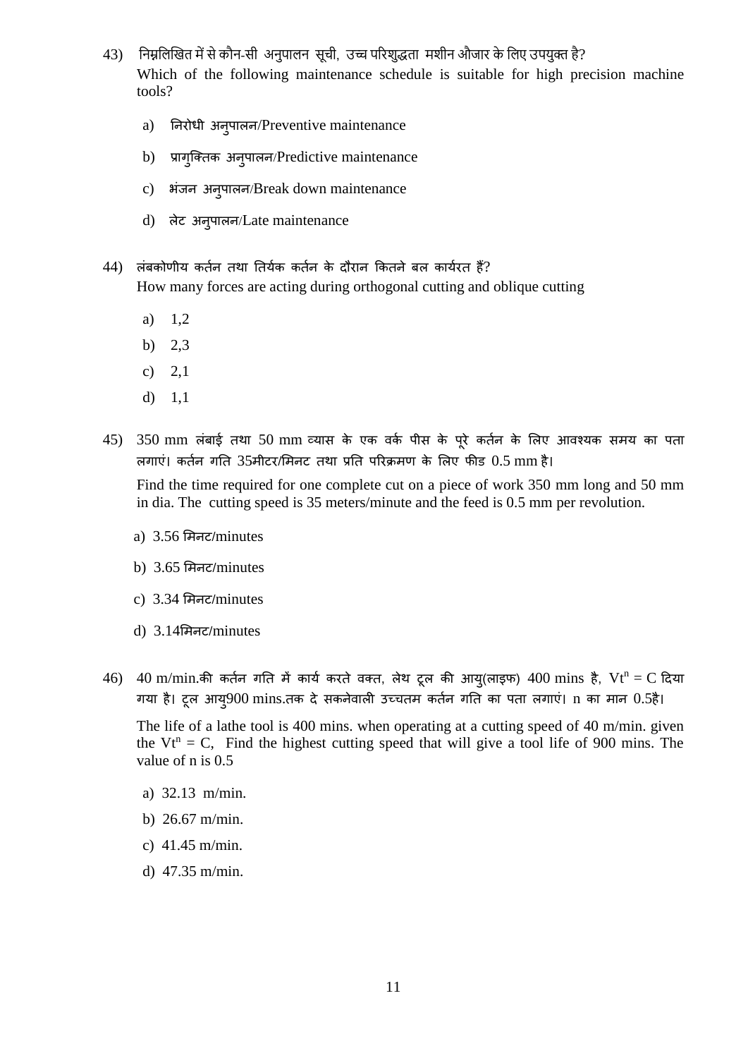43) निम्नलिखित में से कौन-सी अनुपालन सूची, उच्च परिशुद्धता मशीन औजार के लिए उपयुक्त है?
Which of the following maintenance schedule is suitable for high precision machine tools?

a) निरोधी अनुपालन/Preventive maintenance

b) प्रागुक्तिक अनुपालन/Predictive maintenance

c) भंजन अनुपालन/Break down maintenance

d) लेट अनुपालन/Late maintenance

44) लंबकोणीय कर्तन तथा तिर्यक कर्तन के दौरान कितने बल कार्यरत हैं?
How many forces are acting during orthogonal cutting and oblique cutting

a) 1,2

b) 2,3

c) 2,1

d) 1,1

45) 350 mm लंबाई तथा 50 mm व्यास के एक वर्क पीस के पूरे कर्तन के लिए आवश्यक समय का पता लगाएं। कर्तन गति 35मीटर/मिनट तथा प्रति परिक्रमण के लिए फीड 0.5 mm है।

Find the time required for one complete cut on a piece of work 350 mm long and 50 mm in dia. The cutting speed is 35 meters/minute and the feed is 0.5 mm per revolution.

a) 3.56 मिनट/minutes

b) 3.65 मिनट/minutes

c) 3.34 मिनट/minutes

d) 3.14मिनट/minutes

46) 40 m/min.की कर्तन गति में कार्य करते वक्त, लेथ टूल की आयु(लाइफ) 400 mins है, $Vt^n = C$ दिया गया है। टूल आयु900 mins.तक दे सकनेवाली उच्चतम कर्तन गति का पता लगाएं। n का मान 0.5है।

The life of a lathe tool is 400 mins. when operating at a cutting speed of 40 m/min. given the $Vt^n = C$, Find the highest cutting speed that will give a tool life of 900 mins. The value of n is 0.5

a) 32.13 m/min.

b) 26.67 m/min.

c) 41.45 m/min.

d) 47.35 m/min.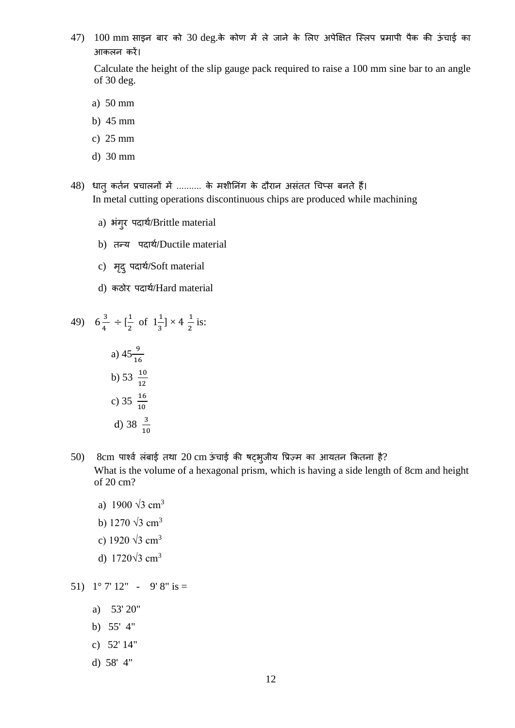47) 100 mm साइन बार को 30 deg.के कोण में ले जाने के लिए अपेक्षित स्लिप प्रमापी पैक की ऊंचाई का आकलन करें।

Calculate the height of the slip gauge pack required to raise a 100 mm sine bar to an angle of 30 deg.

a) 50 mm

b) 45 mm

c) 25 mm

d) 30 mm

48) धातु कर्तन प्रचालनों में .......... के मशीनिंग के दौरान असंतत चिप्स बनते हैं।
In metal cutting operations discontinuous chips are produced while machining

a) भंगुर पदार्थ/Brittle material

b) तन्य पदार्थ/Ductile material

c) मृदु पदार्थ/Soft material

d) कठोर पदार्थ/Hard material

49) $6\frac{3}{4} \div [\frac{1}{2} \text{ of } 1\frac{1}{3}] \times 4\frac{1}{2}$ is:

a) $45\frac{9}{16}$

b) $53\frac{10}{12}$

c) $35\frac{16}{10}$

d) $38\frac{3}{10}$

50) 8cm पार्श्व लंबाई तथा 20 cm ऊंचाई की षट्भुजीय प्रिज़्म का आयतन कितना है?
What is the volume of a hexagonal prism, which is having a side length of 8cm and height of 20 cm?

a) $1900\sqrt{3}$ cm$^3$

b) $1270\sqrt{3}$ cm$^3$

c) $1920\sqrt{3}$ cm$^3$

d) $1720\sqrt{3}$ cm$^3$

51) 1° 7' 12" - 9' 8" is =

a) 53' 20"

b) 55' 4"

c) 52' 14"

d) 58' 4"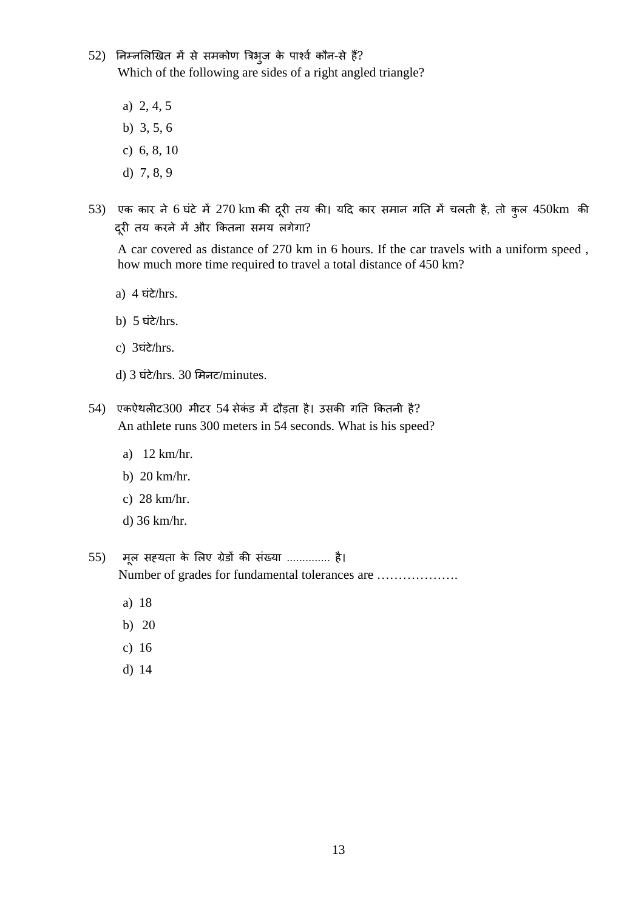52) निम्नलिखित में से समकोण त्रिभुज के पार्श्व कौन-से हैं?
Which of the following are sides of a right angled triangle?

a) 2, 4, 5
b) 3, 5, 6
c) 6, 8, 10
d) 7, 8, 9

53) एक कार ने 6 घंटे में 270 km की दूरी तय की। यदि कार समान गति में चलती है, तो कुल 450km की दूरी तय करने में और कितना समय लगेगा?

A car covered as distance of 270 km in 6 hours. If the car travels with a uniform speed , how much more time required to travel a total distance of 450 km?

a) 4 घंटे/hrs.

b) 5 घंटे/hrs.

c) 3घंटे/hrs.

d) 3 घंटे/hrs. 30 मिनट/minutes.

54) एकऐथलीट300 मीटर 54 सेकंड में दौड़ता है। उसकी गति कितनी है?
An athlete runs 300 meters in 54 seconds. What is his speed?

a) 12 km/hr.
b) 20 km/hr.
c) 28 km/hr.
d) 36 km/hr.

55) मूल सह्यता के लिए ग्रेडों की संख्या ............. है।
Number of grades for fundamental tolerances are ……………….

a) 18
b) 20
c) 16
d) 14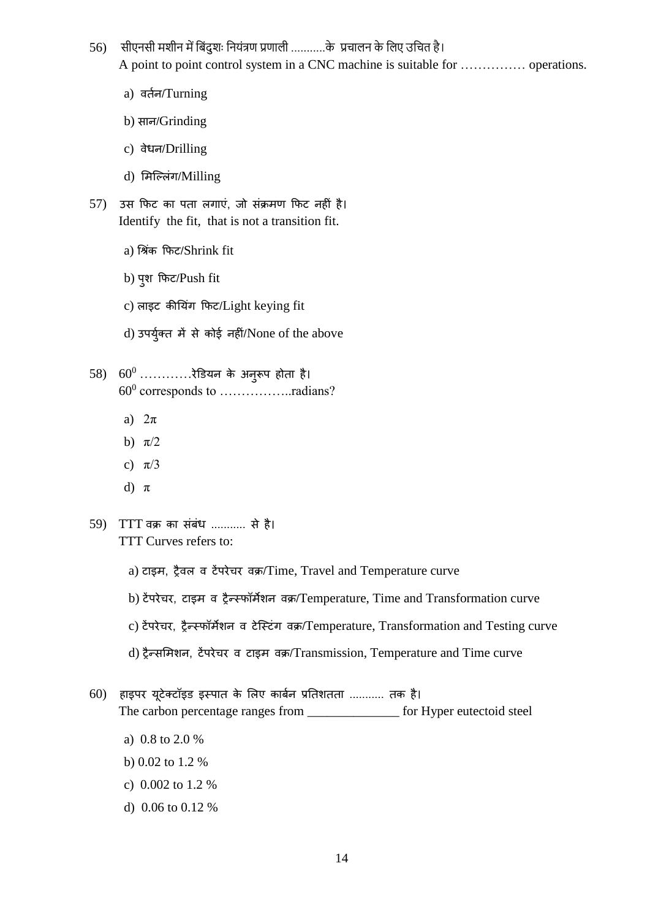56) सीएनसी मशीन में बिंदुशः नियंत्रण प्रणाली ...........के प्रचालन के लिए उचित है।
A point to point control system in a CNC machine is suitable for …………… operations.

a) वर्तन/Turning

b) सान/Grinding

c) वेधन/Drilling

d) मिल्लिंग/Milling

57) उस फिट का पता लगाएं, जो संक्रमण फिट नहीं है।
Identify the fit, that is not a transition fit.

a) श्रिंक फिट/Shrink fit

b) पुश फिट/Push fit

c) लाइट कीयिंग फिट/Light keying fit

d) उपर्युक्त में से कोई नहीं/None of the above

58) $60^0$ …………रेडियन के अनुरूप होता है।
$60^0$ corresponds to ……………..radians?

a) $2\pi$

b) $\pi/2$

c) $\pi/3$

d) $\pi$

59) TTT वक्र का संबंध ........... से है।
TTT Curves refers to:

a) टाइम, ट्रैवल व टेंपरेचर वक्र/Time, Travel and Temperature curve

b) टेंपरेचर, टाइम व ट्रैन्स्फॉर्मेशन वक्र/Temperature, Time and Transformation curve

c) टेंपरेचर, ट्रैन्स्फॉर्मेशन व टेस्टिंग वक्र/Temperature, Transformation and Testing curve

d) ट्रैन्समिशन, टेंपरेचर व टाइम वक्र/Transmission, Temperature and Time curve

60) हाइपर यूटेक्टॉइड इस्पात के लिए कार्बन प्रतिशतता ........... तक है।
The carbon percentage ranges from ______________ for Hyper eutectoid steel

a) 0.8 to 2.0 %

b) 0.02 to 1.2 %

c) 0.002 to 1.2 %

d) 0.06 to 0.12 %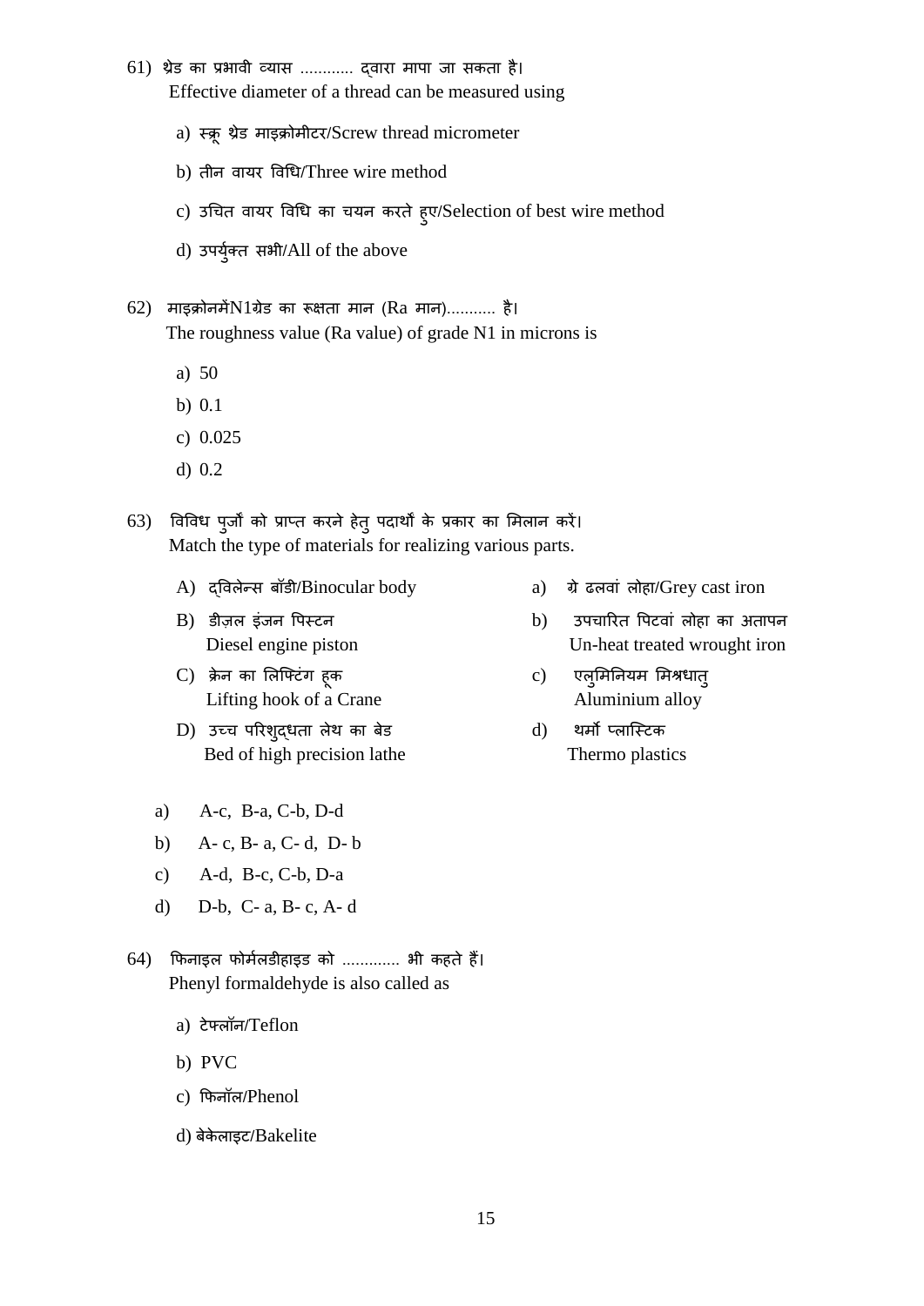61) थ्रेड का प्रभावी व्यास ............ द्वारा मापा जा सकता है।
Effective diameter of a thread can be measured using

a) स्क्रू थ्रेड माइक्रोमीटर/Screw thread micrometer

b) तीन वायर विधि/Three wire method

c) उचित वायर विधि का चयन करते हुए/Selection of best wire method

d) उपर्युक्त सभी/All of the above

62) माइक्रोनमेंN1ग्रेड का रूक्षता मान (Ra मान)........... है।
The roughness value (Ra value) of grade N1 in microns is

a) 50

b) 0.1

c) 0.025

d) 0.2

63) विविध पुर्जों को प्राप्त करने हेतु पदार्थों के प्रकार का मिलान करें।
Match the type of materials for realizing various parts.

| | |
|---|---|
| A) द्विलेन्स बॉडी/Binocular body | a) ग्रे ढलवां लोहा/Grey cast iron |
| B) डीज़ल इंजन पिस्टन Diesel engine piston | b) उपचारित पिटवां लोहा का अतापन Un-heat treated wrought iron |
| C) क्रेन का लिफ्टिंग हूक Lifting hook of a Crane | c) एलुमिनियम मिश्रधातु Aluminium alloy |
| D) उच्च परिशुद्धता लेथ का बेड Bed of high precision lathe | d) थर्मो प्लास्टिक Thermo plastics |

a) A-c, B-a, C-b, D-d

b) A- c, B- a, C- d, D- b

c) A-d, B-c, C-b, D-a

d) D-b, C- a, B- c, A- d

64) फिनाइल फोर्मलडीहाइड को ............. भी कहते हैं।
Phenyl formaldehyde is also called as

a) टेफ्लॉन/Teflon

b) PVC

c) फिनॉल/Phenol

d) बेकेलाइट/Bakelite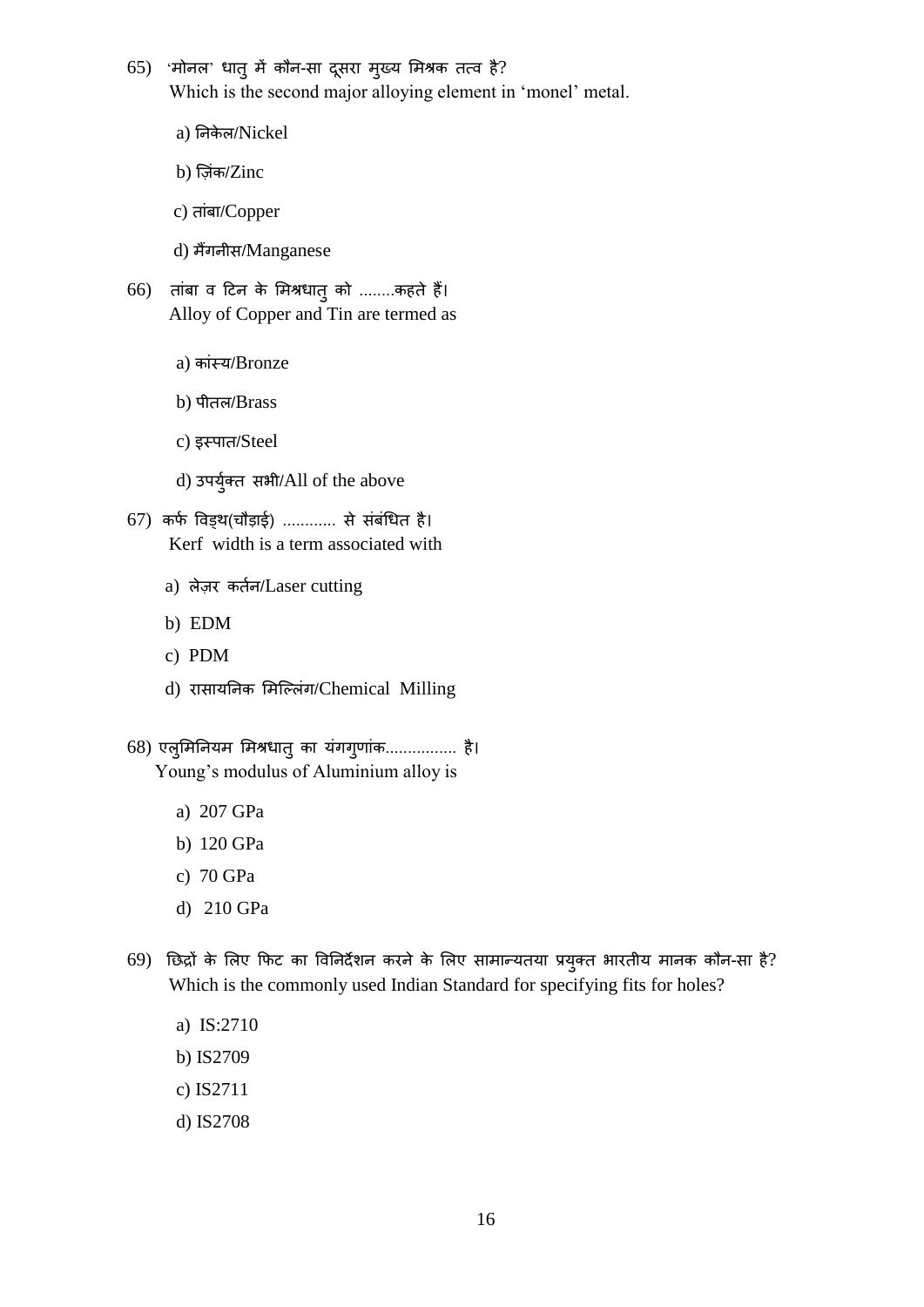65) 'मोनल' धातु में कौन-सा दूसरा मुख्य मिश्रक तत्व है?
Which is the second major alloying element in 'monel' metal.

a) निकेल/Nickel

b) ज़िंक/Zinc

c) तांबा/Copper

d) मैंगनीस/Manganese

66) तांबा व टिन के मिश्रधातु को ........कहते हैं।
Alloy of Copper and Tin are termed as

a) कांस्य/Bronze

b) पीतल/Brass

c) इस्पात/Steel

d) उपर्युक्त सभी/All of the above

67) कर्फ विड्थ(चौड़ाई) ............ से संबंधित है।
Kerf width is a term associated with

a) लेज़र कर्तन/Laser cutting

b) EDM

c) PDM

d) रासायनिक मिल्लिंग/Chemical Milling

68) एलुमिनियम मिश्रधातु का यंगगुणांक................ है।
Young's modulus of Aluminium alloy is

a) 207 GPa

b) 120 GPa

c) 70 GPa

d) 210 GPa

69) छिद्रों के लिए फिट का विनिर्देशन करने के लिए सामान्यतया प्रयुक्त भारतीय मानक कौन-सा है?
Which is the commonly used Indian Standard for specifying fits for holes?

a) IS:2710

b) IS2709

c) IS2711

d) IS2708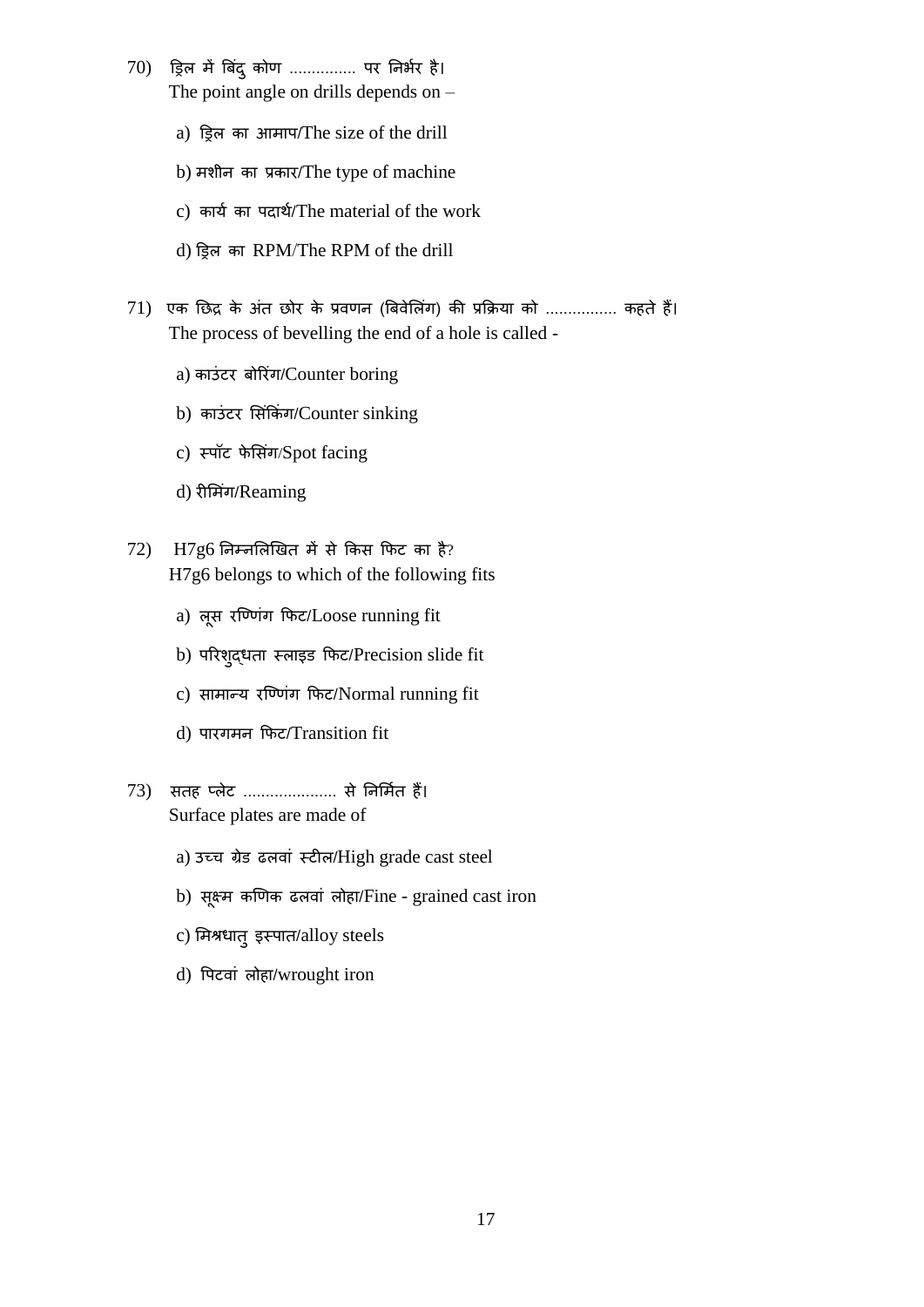70) ड्रिल में बिंदु कोण ............... पर निर्भर है।
The point angle on drills depends on –

a) ड्रिल का आमाप/The size of the drill

b) मशीन का प्रकार/The type of machine

c) कार्य का पदार्थ/The material of the work

d) ड्रिल का RPM/The RPM of the drill

71) एक छिद्र के अंत छोर के प्रवणन (बिवेलिंग) की प्रक्रिया को ................ कहते हैं।
The process of bevelling the end of a hole is called -

a) काउंटर बोरिंग/Counter boring

b) काउंटर सिंकिंग/Counter sinking

c) स्पॉट फेसिंग/Spot facing

d) रीमिंग/Reaming

72) H7g6 निम्नलिखित में से किस फिट का है?
H7g6 belongs to which of the following fits

a) लूस रण्णिंग फिट/Loose running fit

b) परिशुद्धता स्लाइड फिट/Precision slide fit

c) सामान्य रण्णिंग फिट/Normal running fit

d) पारगमन फिट/Transition fit

73) सतह प्लेट ..................... से निर्मित हैं।
Surface plates are made of

a) उच्च ग्रेड ढलवां स्टील/High grade cast steel

b) सूक्ष्म कणिक ढलवां लोहा/Fine - grained cast iron

c) मिश्रधातु इस्पात/alloy steels

d) पिटवां लोहा/wrought iron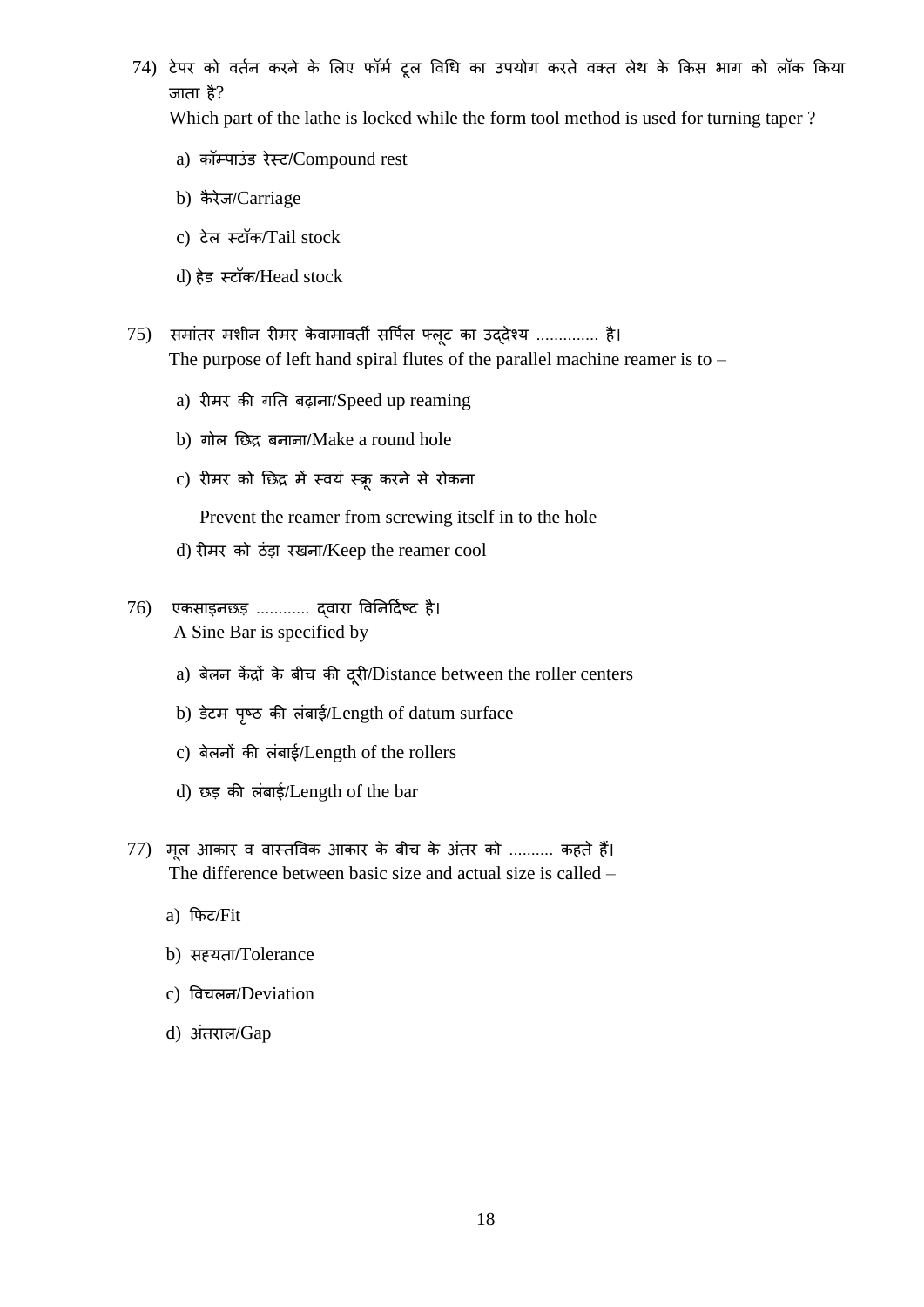74) टेपर को वर्तन करने के लिए फॉर्म टूल विधि का उपयोग करते वक्त लेथ के किस भाग को लॉक किया जाता है?

Which part of the lathe is locked while the form tool method is used for turning taper ?

a) कॉम्पाउंड रेस्ट/Compound rest

b) कैरेज/Carriage

c) टेल स्टॉक/Tail stock

d) हेड स्टॉक/Head stock

75) समांतर मशीन रीमर केवामावर्ती सर्पिल फ्लूट का उद्देश्य ............. है।

The purpose of left hand spiral flutes of the parallel machine reamer is to –

a) रीमर की गति बढ़ाना/Speed up reaming

b) गोल छिद्र बनाना/Make a round hole

c) रीमर को छिद्र में स्वयं स्क्रू करने से रोकना

Prevent the reamer from screwing itself in to the hole

d) रीमर को ठंड़ा रखना/Keep the reamer cool

76) एकसाइनछड़ ............ द्वारा विनिर्दिष्ट है।

A Sine Bar is specified by

a) बेलन केंद्रों के बीच की दूरी/Distance between the roller centers

b) डेटम पृष्ठ की लंबाई/Length of datum surface

c) बेलनों की लंबाई/Length of the rollers

d) छड़ की लंबाई/Length of the bar

77) मूल आकार व वास्तविक आकार के बीच के अंतर को .......... कहते हैं।

The difference between basic size and actual size is called –

a) फिट/Fit

b) सह्यता/Tolerance

c) विचलन/Deviation

d) अंतराल/Gap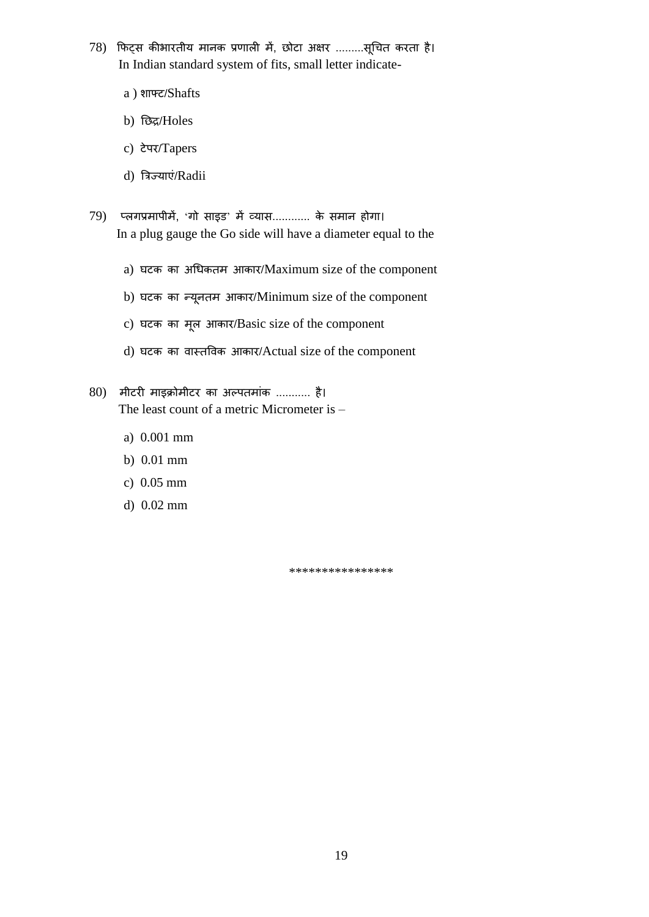78) फिट्स कीभारतीय मानक प्रणाली में, छोटा अक्षर .........सूचित करता है।
In Indian standard system of fits, small letter indicate-

a ) शाफ्ट/Shafts

b) छिद्र/Holes

c) टेपर/Tapers

d) त्रिज्याएं/Radii

79) प्लगप्रमापीमें, 'गो साइड' में व्यास............ के समान होगा।
In a plug gauge the Go side will have a diameter equal to the

a) घटक का अधिकतम आकार/Maximum size of the component

b) घटक का न्यूनतम आकार/Minimum size of the component

c) घटक का मूल आकार/Basic size of the component

d) घटक का वास्तविक आकार/Actual size of the component

80) मीटरी माइक्रोमीटर का अल्पतमांक ........... है।
The least count of a metric Micrometer is –

a) 0.001 mm

b) 0.01 mm

c) 0.05 mm

d) 0.02 mm

****************